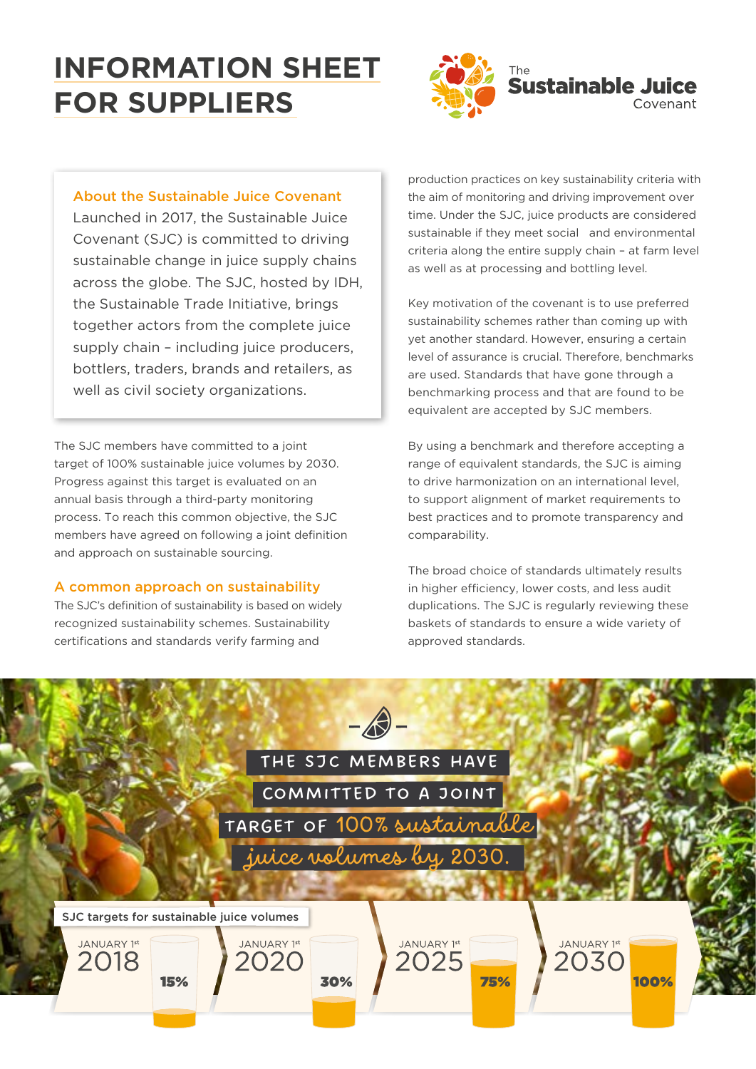# INFORMATION SHEET FOR SUPPLIERS

The Sustainable Juice Covenant

### About the Sustainable Juice Covenant

Launched in 2017, the Sustainable Juice Covenant (SJC) is committed to driving sustainable change in juice supply chains across the globe. The SJC, hosted by IDH, the Sustainable Trade Initiative, brings together actors from the complete juice supply chain – including juice producers, bottlers, traders, brands and retailers, as well as civil society organizations.

The SJC members have committed to a joint target of 100% sustainable juice volumes by 2030. Progress against this target is evaluated on an annual basis through a third-party monitoring process. To reach this common objective, the SJC members have agreed on following a joint definition and approach on sustainable sourcing.

### A common approach on sustainability

The SJC's definition of sustainability is based on widely recognized sustainability schemes. Sustainability certifications and standards verify farming and production practices on key sustainability criteria with the aim of monitoring and driving improvement over time. Under the SJC, juice products are considered sustainable if they meet social and environmental criteria along the entire supply chain – at farm level as well as at processing and bottling level.

Key motivation of the covenant is to use preferred sustainability schemes rather than coming up with yet another standard. However, ensuring a certain level of assurance is crucial. Therefore, benchmarks are used. Standards that have gone through a benchmarking process and that are found to be equivalent are accepted by SJC members.

By using a benchmark and therefore accepting a range of equivalent standards, the SJC is aiming to drive harmonization on an international level, to support alignment of market requirements to best practices and to promote transparency and comparability.

The broad choice of standards ultimately results in higher efficiency, lower costs, and less audit duplications. The SJC is regularly reviewing these baskets of standards to ensure a wide variety of approved standards.

**THE SJC MEMBERS HAVE COMMITTED TO A JOINT TARGET OF 100% sustainable juice volumes by 2030.**

**SJC targets for sustainable juice volumes**

| Date | Target |
|---|---|
| January 1st 2018 | 15% |
| January 1st 2020 | 30% |
| January 1st 2025 | 75% |
| January 1st 2030 | 100% |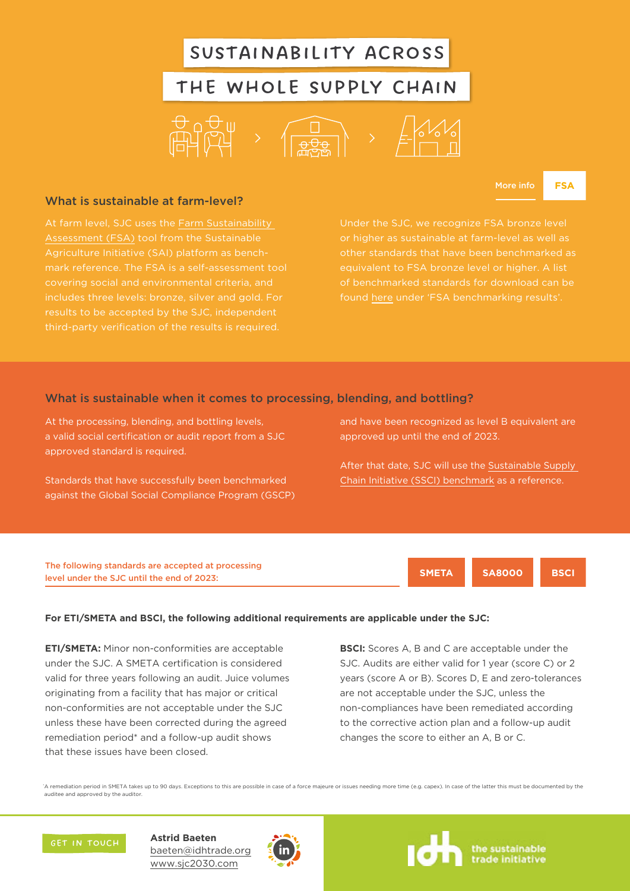# SUSTAINABILITY ACROSS THE WHOLE SUPPLY CHAIN

## What is sustainable at farm-level?

More info **FSA**

At farm level, SJC uses the Farm Sustainability Assessment (FSA) tool from the Sustainable Agriculture Initiative (SAI) platform as benchmark reference. The FSA is a self-assessment tool covering social and environmental criteria, and includes three levels: bronze, silver and gold. For results to be accepted by the SJC, independent third-party verification of the results is required.

Under the SJC, we recognize FSA bronze level or higher as sustainable at farm-level as well as other standards that have been benchmarked as equivalent to FSA bronze level or higher. A list of benchmarked standards for download can be found here under 'FSA benchmarking results'.

## What is sustainable when it comes to processing, blending, and bottling?

At the processing, blending, and bottling levels, a valid social certification or audit report from a SJC approved standard is required.

Standards that have successfully been benchmarked against the Global Social Compliance Program (GSCP) and have been recognized as level B equivalent are approved up until the end of 2023.

After that date, SJC will use the Sustainable Supply Chain Initiative (SSCI) benchmark as a reference.

The following standards are accepted at processing level under the SJC until the end of 2023:

**SMETA** **SA8000** **BSCI**

**For ETI/SMETA and BSCI, the following additional requirements are applicable under the SJC:**

**ETI/SMETA:** Minor non-conformities are acceptable under the SJC. A SMETA certification is considered valid for three years following an audit. Juice volumes originating from a facility that has major or critical non-conformities are not acceptable under the SJC unless these have been corrected during the agreed remediation period* and a follow-up audit shows that these issues have been closed.

**BSCI:** Scores A, B and C are acceptable under the SJC. Audits are either valid for 1 year (score C) or 2 years (score A or B). Scores D, E and zero-tolerances are not acceptable under the SJC, unless the non-compliances have been remediated according to the corrective action plan and a follow-up audit changes the score to either an A, B or C.

*A remediation period in SMETA takes up to 90 days. Exceptions to this are possible in case of a force majeure or issues needing more time (e.g. capex). In case of the latter this must be documented by the auditee and approved by the auditor.

GET IN TOUCH

**Astrid Baeten**
baeten@idhtrade.org
www.sjc2030.com

idh the sustainable trade initiative